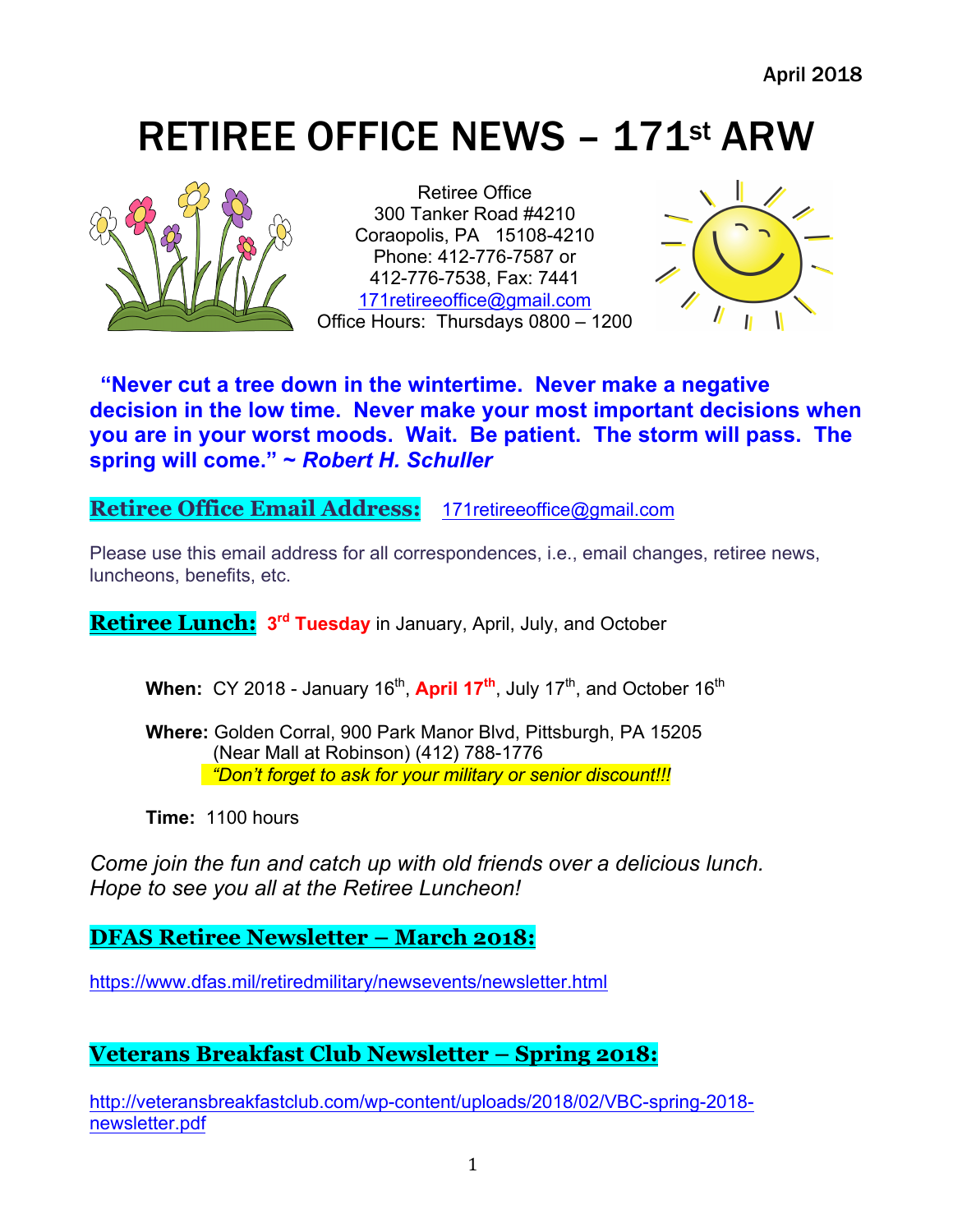April 2018

# RETIREE OFFICE NEWS – 171st ARW

Retiree Office
300 Tanker Road #4210
Coraopolis, PA 15108-4210
Phone: 412-776-7587 or
412-776-7538, Fax: 7441
171retireeoffice@gmail.com
Office Hours: Thursdays 0800 – 1200

**"Never cut a tree down in the wintertime. Never make a negative decision in the low time. Never make your most important decisions when you are in your worst moods. Wait. Be patient. The storm will pass. The spring will come." ~ *Robert H. Schuller***

## Retiree Office Email Address: 171retireeoffice@gmail.com

Please use this email address for all correspondences, i.e., email changes, retiree news, luncheons, benefits, etc.

## Retiree Lunch: 3rd Tuesday in January, April, July, and October

**When:** CY 2018 - January 16th, **April 17th**, July 17th, and October 16th

**Where:** Golden Corral, 900 Park Manor Blvd, Pittsburgh, PA 15205
(Near Mall at Robinson) (412) 788-1776
*"Don't forget to ask for your military or senior discount!!!*

**Time:** 1100 hours

*Come join the fun and catch up with old friends over a delicious lunch.*
*Hope to see you all at the Retiree Luncheon!*

## DFAS Retiree Newsletter – March 2018:

https://www.dfas.mil/retiredmilitary/newsevents/newsletter.html

## Veterans Breakfast Club Newsletter – Spring 2018:

http://veteransbreakfastclub.com/wp-content/uploads/2018/02/VBC-spring-2018-newsletter.pdf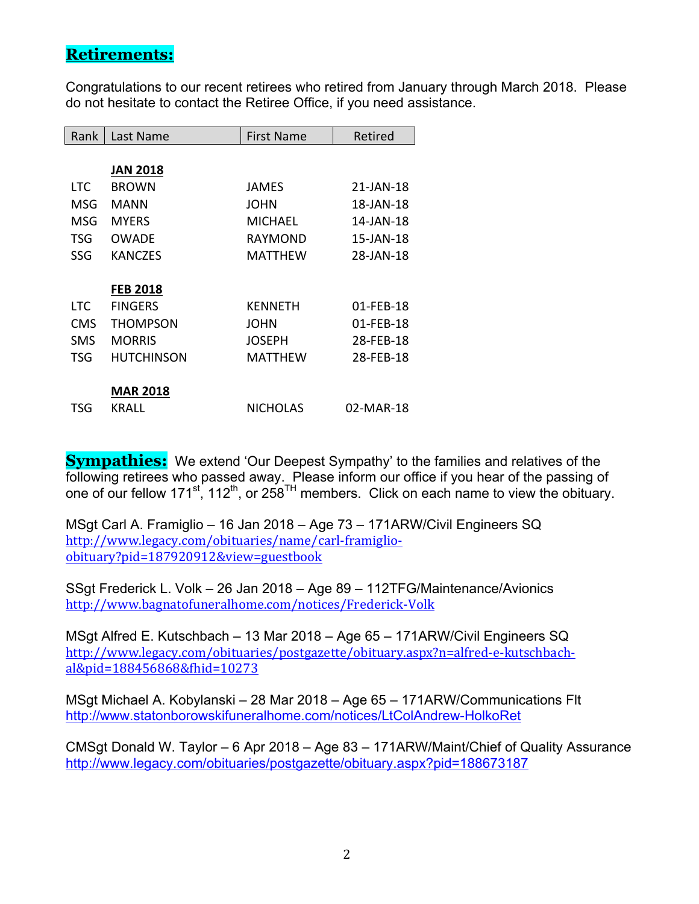## Retirements:

Congratulations to our recent retirees who retired from January through March 2018. Please do not hesitate to contact the Retiree Office, if you need assistance.

| Rank | Last Name | First Name | Retired |
|---|---|---|---|
| | **JAN 2018** | | |
| LTC | BROWN | JAMES | 21-JAN-18 |
| MSG | MANN | JOHN | 18-JAN-18 |
| MSG | MYERS | MICHAEL | 14-JAN-18 |
| TSG | OWADE | RAYMOND | 15-JAN-18 |
| SSG | KANCZES | MATTHEW | 28-JAN-18 |
| | **FEB 2018** | | |
| LTC | FINGERS | KENNETH | 01-FEB-18 |
| CMS | THOMPSON | JOHN | 01-FEB-18 |
| SMS | MORRIS | JOSEPH | 28-FEB-18 |
| TSG | HUTCHINSON | MATTHEW | 28-FEB-18 |
| | **MAR 2018** | | |
| TSG | KRALL | NICHOLAS | 02-MAR-18 |

**Sympathies:** We extend 'Our Deepest Sympathy' to the families and relatives of the following retirees who passed away. Please inform our office if you hear of the passing of one of our fellow 171st, 112th, or 258TH members. Click on each name to view the obituary.

MSgt Carl A. Framiglio – 16 Jan 2018 – Age 73 – 171ARW/Civil Engineers SQ
http://www.legacy.com/obituaries/name/carl-framiglio-obituary?pid=187920912&view=guestbook

SSgt Frederick L. Volk – 26 Jan 2018 – Age 89 – 112TFG/Maintenance/Avionics
http://www.bagnatofuneralhome.com/notices/Frederick-Volk

MSgt Alfred E. Kutschbach – 13 Mar 2018 – Age 65 – 171ARW/Civil Engineers SQ
http://www.legacy.com/obituaries/postgazette/obituary.aspx?n=alfred-e-kutschbach-al&pid=188456868&fhid=10273

MSgt Michael A. Kobylanski – 28 Mar 2018 – Age 65 – 171ARW/Communications Flt
http://www.statonborowskifuneralhome.com/notices/LtColAndrew-HolkoRet

CMSgt Donald W. Taylor – 6 Apr 2018 – Age 83 – 171ARW/Maint/Chief of Quality Assurance
http://www.legacy.com/obituaries/postgazette/obituary.aspx?pid=188673187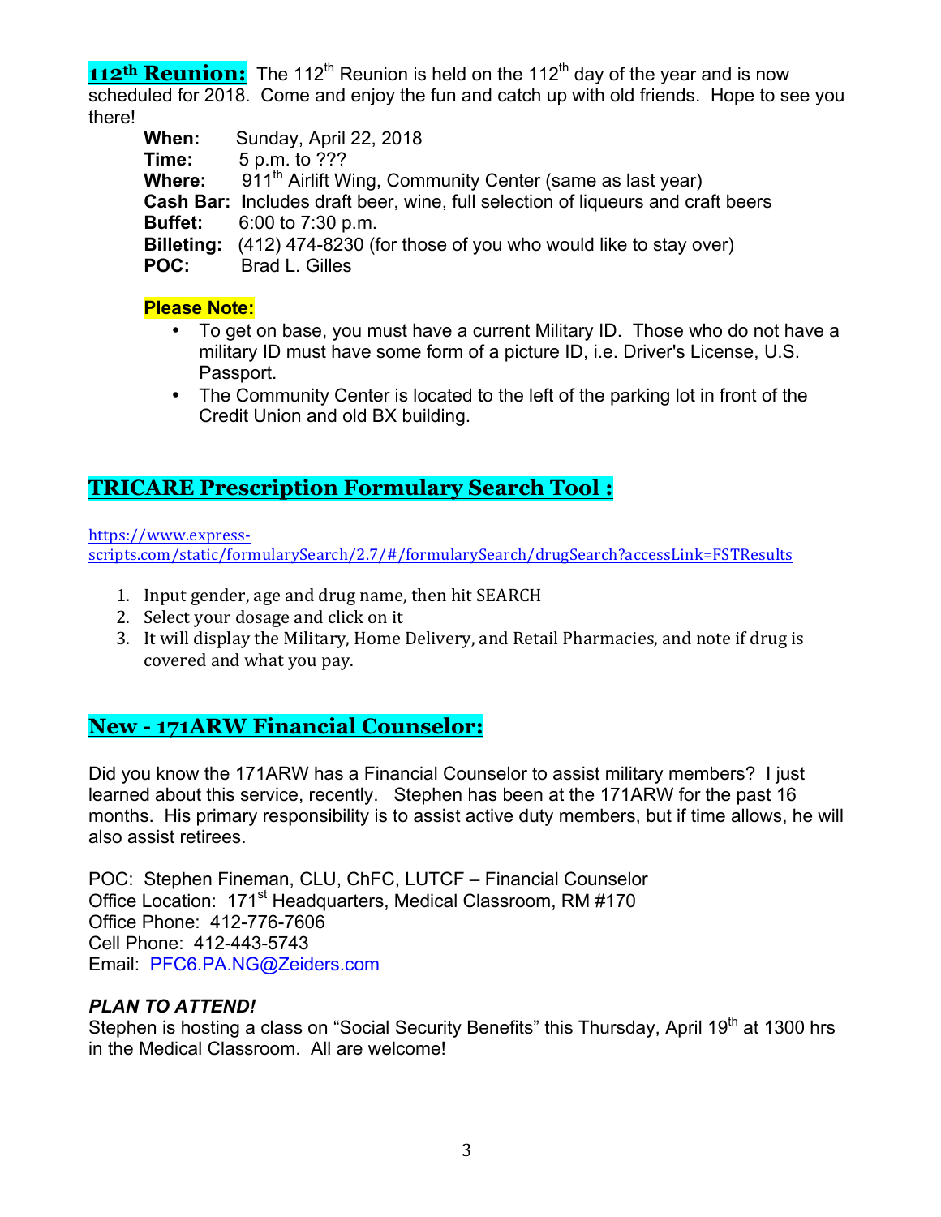**112th Reunion:** The 112th Reunion is held on the 112th day of the year and is now scheduled for 2018. Come and enjoy the fun and catch up with old friends. Hope to see you there!

**When:** Sunday, April 22, 2018
**Time:** 5 p.m. to ???
**Where:** 911th Airlift Wing, Community Center (same as last year)
**Cash Bar:** Includes draft beer, wine, full selection of liqueurs and craft beers
**Buffet:** 6:00 to 7:30 p.m.
**Billeting:** (412) 474-8230 (for those of you who would like to stay over)
**POC:** Brad L. Gilles

**Please Note:**

- To get on base, you must have a current Military ID. Those who do not have a military ID must have some form of a picture ID, i.e. Driver's License, U.S. Passport.
- The Community Center is located to the left of the parking lot in front of the Credit Union and old BX building.

## TRICARE Prescription Formulary Search Tool :

https://www.express-scripts.com/static/formularySearch/2.7/#/formularySearch/drugSearch?accessLink=FSTResults

1. Input gender, age and drug name, then hit SEARCH
2. Select your dosage and click on it
3. It will display the Military, Home Delivery, and Retail Pharmacies, and note if drug is covered and what you pay.

## New - 171ARW Financial Counselor:

Did you know the 171ARW has a Financial Counselor to assist military members? I just learned about this service, recently. Stephen has been at the 171ARW for the past 16 months. His primary responsibility is to assist active duty members, but if time allows, he will also assist retirees.

POC: Stephen Fineman, CLU, ChFC, LUTCF – Financial Counselor
Office Location: 171st Headquarters, Medical Classroom, RM #170
Office Phone: 412-776-7606
Cell Phone: 412-443-5743
Email: PFC6.PA.NG@Zeiders.com

***PLAN TO ATTEND!***
Stephen is hosting a class on "Social Security Benefits" this Thursday, April 19th at 1300 hrs in the Medical Classroom. All are welcome!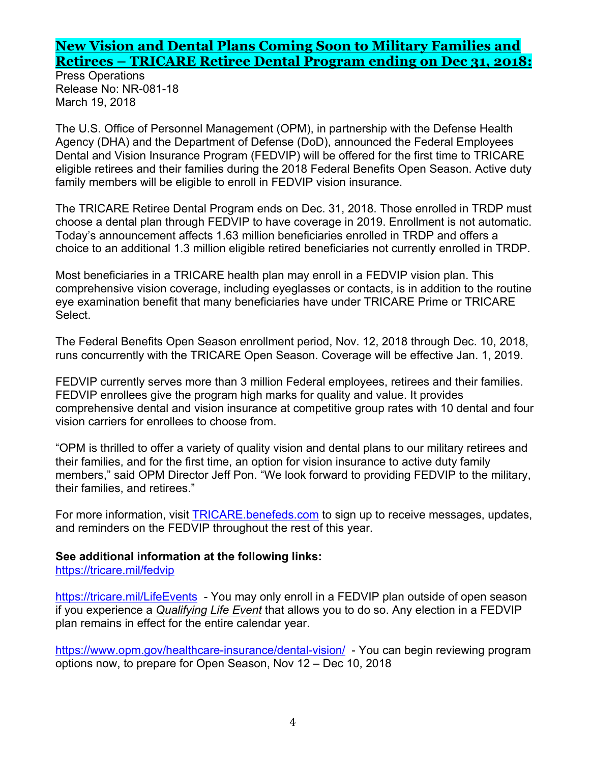## New Vision and Dental Plans Coming Soon to Military Families and Retirees – TRICARE Retiree Dental Program ending on Dec 31, 2018:

Press Operations
Release No: NR-081-18
March 19, 2018

The U.S. Office of Personnel Management (OPM), in partnership with the Defense Health Agency (DHA) and the Department of Defense (DoD), announced the Federal Employees Dental and Vision Insurance Program (FEDVIP) will be offered for the first time to TRICARE eligible retirees and their families during the 2018 Federal Benefits Open Season. Active duty family members will be eligible to enroll in FEDVIP vision insurance.

The TRICARE Retiree Dental Program ends on Dec. 31, 2018. Those enrolled in TRDP must choose a dental plan through FEDVIP to have coverage in 2019. Enrollment is not automatic. Today's announcement affects 1.63 million beneficiaries enrolled in TRDP and offers a choice to an additional 1.3 million eligible retired beneficiaries not currently enrolled in TRDP.

Most beneficiaries in a TRICARE health plan may enroll in a FEDVIP vision plan. This comprehensive vision coverage, including eyeglasses or contacts, is in addition to the routine eye examination benefit that many beneficiaries have under TRICARE Prime or TRICARE Select.

The Federal Benefits Open Season enrollment period, Nov. 12, 2018 through Dec. 10, 2018, runs concurrently with the TRICARE Open Season. Coverage will be effective Jan. 1, 2019.

FEDVIP currently serves more than 3 million Federal employees, retirees and their families. FEDVIP enrollees give the program high marks for quality and value. It provides comprehensive dental and vision insurance at competitive group rates with 10 dental and four vision carriers for enrollees to choose from.

"OPM is thrilled to offer a variety of quality vision and dental plans to our military retirees and their families, and for the first time, an option for vision insurance to active duty family members," said OPM Director Jeff Pon. "We look forward to providing FEDVIP to the military, their families, and retirees."

For more information, visit [TRICARE.benefeds.com](TRICARE.benefeds.com) to sign up to receive messages, updates, and reminders on the FEDVIP throughout the rest of this year.

**See additional information at the following links:**
[https://tricare.mil/fedvip](https://tricare.mil/fedvip)

[https://tricare.mil/LifeEvents](https://tricare.mil/LifeEvents) - You may only enroll in a FEDVIP plan outside of open season if you experience a ***Qualifying Life Event*** that allows you to do so. Any election in a FEDVIP plan remains in effect for the entire calendar year.

[https://www.opm.gov/healthcare-insurance/dental-vision/](https://www.opm.gov/healthcare-insurance/dental-vision/) - You can begin reviewing program options now, to prepare for Open Season, Nov 12 – Dec 10, 2018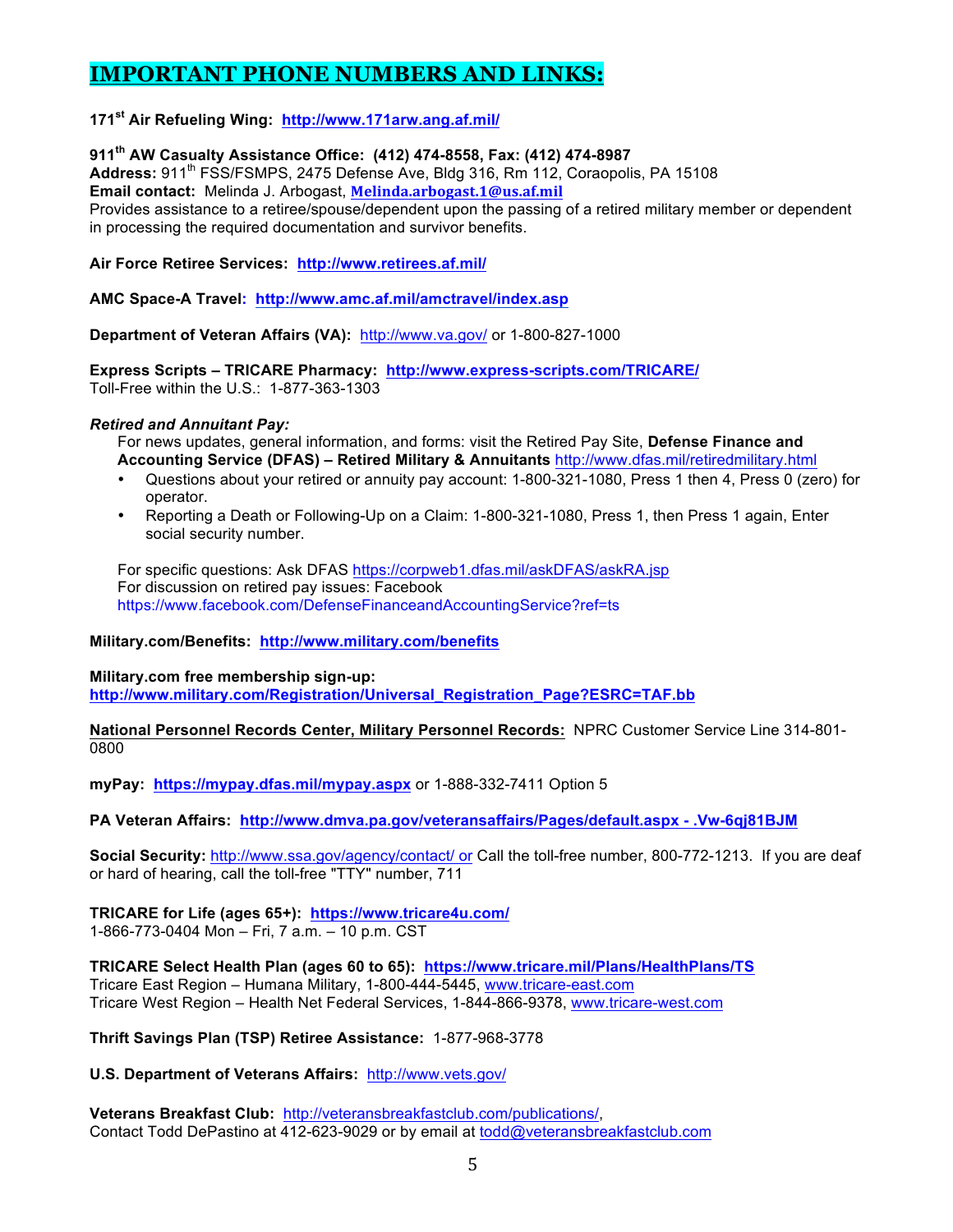# IMPORTANT PHONE NUMBERS AND LINKS:

**171st Air Refueling Wing: http://www.171arw.ang.af.mil/**

**911th AW Casualty Assistance Office: (412) 474-8558, Fax: (412) 474-8987**
**Address:** 911th FSS/FSMPS, 2475 Defense Ave, Bldg 316, Rm 112, Coraopolis, PA 15108
**Email contact:** Melinda J. Arbogast, **Melinda.arbogast.1@us.af.mil**
Provides assistance to a retiree/spouse/dependent upon the passing of a retired military member or dependent in processing the required documentation and survivor benefits.

**Air Force Retiree Services: http://www.retirees.af.mil/**

**AMC Space-A Travel: http://www.amc.af.mil/amctravel/index.asp**

**Department of Veteran Affairs (VA):** http://www.va.gov/ or 1-800-827-1000

**Express Scripts – TRICARE Pharmacy: http://www.express-scripts.com/TRICARE/**
Toll-Free within the U.S.: 1-877-363-1303

***Retired and Annuitant Pay:***

For news updates, general information, and forms: visit the Retired Pay Site, **Defense Finance and Accounting Service (DFAS) – Retired Military & Annuitants** http://www.dfas.mil/retiredmilitary.html

- Questions about your retired or annuity pay account: 1-800-321-1080, Press 1 then 4, Press 0 (zero) for operator.
- Reporting a Death or Following-Up on a Claim: 1-800-321-1080, Press 1, then Press 1 again, Enter social security number.

For specific questions: Ask DFAS https://corpweb1.dfas.mil/askDFAS/askRA.jsp
For discussion on retired pay issues: Facebook
https://www.facebook.com/DefenseFinanceandAccountingService?ref=ts

**Military.com/Benefits: http://www.military.com/benefits**

**Military.com free membership sign-up:**
**http://www.military.com/Registration/Universal_Registration_Page?ESRC=TAF.bb**

**National Personnel Records Center, Military Personnel Records:** NPRC Customer Service Line 314-801-0800

**myPay: https://mypay.dfas.mil/mypay.aspx** or 1-888-332-7411 Option 5

**PA Veteran Affairs: http://www.dmva.pa.gov/veteransaffairs/Pages/default.aspx - .Vw-6qj81BJM**

**Social Security:** http://www.ssa.gov/agency/contact/ or Call the toll-free number, 800-772-1213. If you are deaf or hard of hearing, call the toll-free "TTY" number, 711

**TRICARE for Life (ages 65+): https://www.tricare4u.com/**
1-866-773-0404 Mon – Fri, 7 a.m. – 10 p.m. CST

**TRICARE Select Health Plan (ages 60 to 65): https://www.tricare.mil/Plans/HealthPlans/TS**
Tricare East Region – Humana Military, 1-800-444-5445, www.tricare-east.com
Tricare West Region – Health Net Federal Services, 1-844-866-9378, www.tricare-west.com

**Thrift Savings Plan (TSP) Retiree Assistance:** 1-877-968-3778

**U.S. Department of Veterans Affairs:** http://www.vets.gov/

**Veterans Breakfast Club:** http://veteransbreakfastclub.com/publications/,
Contact Todd DePastino at 412-623-9029 or by email at todd@veteransbreakfastclub.com